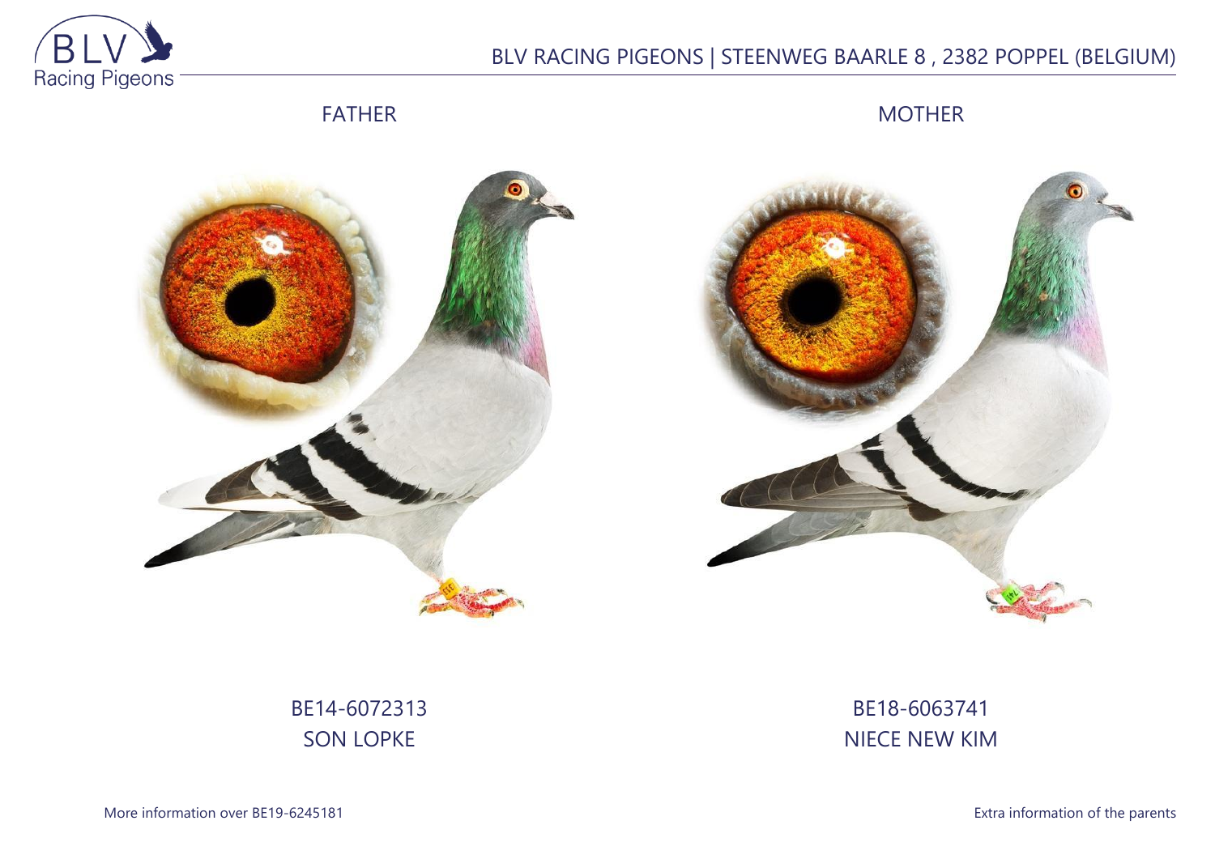BLV RACING PIGEONS | STEENWEG BAARLE 8 , 2382 POPPEL (BELGIUM)

FATHER

MOTHER

BE14-6072313
SON LOPKE

BE18-6063741
NIECE NEW KIM

More information over BE19-6245181

Extra information of the parents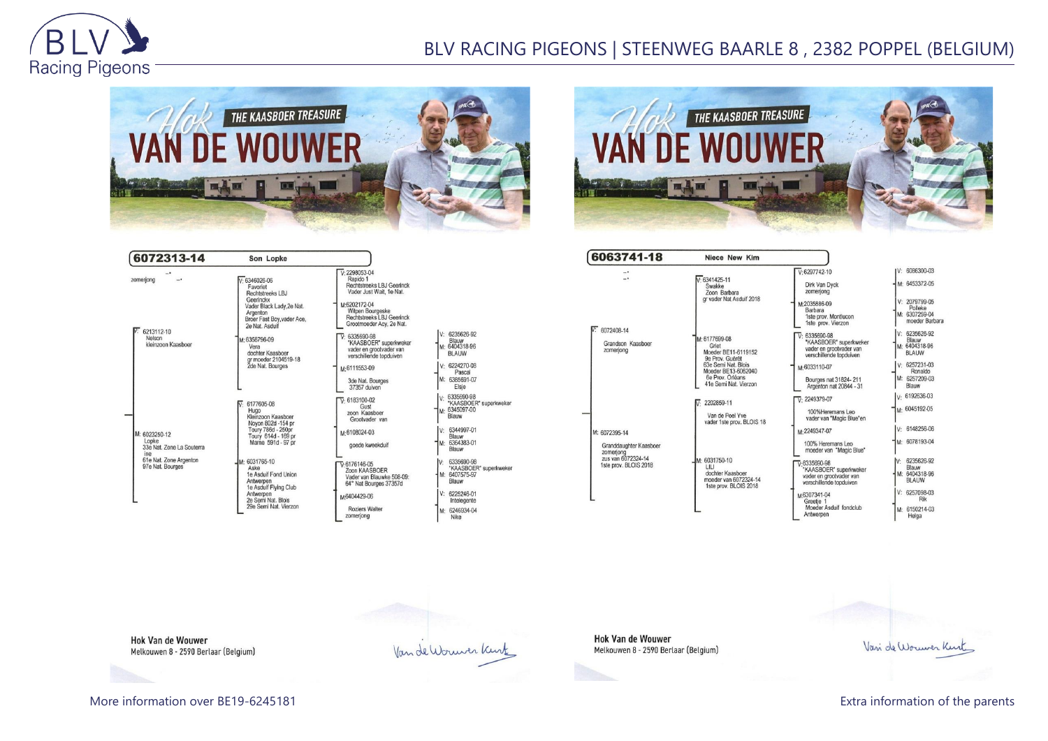BLV RACING PIGEONS | STEENWEG BAARLE 8 , 2382 POPPEL (BELGIUM)

THE KAASBOER TREASURE

# Hok VAN DE WOUWER

## 6072313-14 Son Lopke

zomerjong

V: 6213112-10
Nelson
kleinzoon Kaasboer

V: 6346026-06
Favoriet
Rechtstreeks LBJ Geerinckx
Vader Black Lady,2e Nat. Argenton
Broer Fast Boy,vader Ace, 2e Nat. Asduif

V: 2298053-04
Rapido 1
Rechtstreeks LBJ Geerinck
Vader Just Wait, 1e Nat.

M:6202172-04
Witpen Bourgeske
Rechtstreeks LBJ Geerinck
Grootmoeder Acy, 2e Nat.

M: 6358796-09
Vera
dochter Kaasboer
gr moeder 2104519-18
2de Nat. Bourges

V: 6335690-98
"KAASBOER" superkweker
vader en grootvader van verschillende topduiven

V: 6235626-92
Blauw
M: 6404318-96
BLAUW

M:6111553-09
3de Nat. Bourges
37357 duiven

V: 6224270-08
Pascal
M: 6385691-07
Elsje

M: 6023250-12
Lopke
33e Nat. Zone La Souterraine
61e Nat. Zone Argenton
97e Nat. Bourges

V: 6177605-08
Hugo
Kleinzoon Kaasboer
Noyon 802d -154 pr
Toury 786d - 250pr
Toury 614d - 169 pr
Marne 591d - 97 pr

V: 6183100-02
Gust
zoon Kaasboer
Grootvader van

V: 6335690-98
"KAASBOER" superkweker
M: 6345097-00
Blauw

M:6108024-03
goede kweekduif

V: 6344997-01
Blauw
M: 6354383-01
Blauw

M: 6031765-10
Aske
1e Asduif Fond Union Antwerpen
1e Asduif Flying Club Antwerpen
2e Semi Nat. Blois
29e Semi Nat. Vierzon

V:6176146-05
Zoon KAASBOER
Vader van Blauwke 508-09:
64° Nat Bourges 37357d

V: 6335690-98
"KAASBOER" superkweker
M: 6407575-97
Blauw

M:6404429-06
Roziers Walter
zomerjong

V: 6225246-01
Intelegente
M: 6246934-04
Nike

## 6063741-18 Niece New Kim

V: 6072408-14
Grandson Kaasboer
zomerjong

V: 6341425-11
Swakke
Zoon Barbara
gr vader Nat Asduif 2018

V:6297742-10
Dirk Van Dyck
zomerjong

V: 6086300-03
M: 6453372-05

M:2035886-09
Barbara
1ste prov. Montlucon
1ste prov. Vierzon

V: 2079799-05
Polleke
M: 6307259-04
moeder Barbara

M: 6177699-08
Griet
Moeder BE11-6119152
9e Prov. Guéret
63e Semi Nat. Blois
Moeder BE13-6062040
6e Prov. Orléans
41e Semi Nat. Vierzon

V: 6335690-98
"KAASBOER" superkweker
vader en grootvader van verschillende topduiven

V: 6235626-92
Blauw
M: 6404318-96
BLAUW

M:6033110-07
Bourges nat 31824- 211
Argenton nat 20844 - 31

V: 6257231-03
Ronaldo
M: 6257209-03
Blauw

M: 6072395-14
Granddaughter Kaasboer
zomerjong
zus van 6072324-14
1ste prov. BLOIS 2018

V: 2202859-11
Van de Poel Yve
vader 1ste prov. BLOIS 18

V: 2249379-07
100%Heremans Leo
vader van "Magic Blue"en

V: 6192636-03
M: 6045192-05

M:2249347-07
100% Heremans Leo
moeder van "Magic Blue"

V: 6148256-06
M: 6078193-04

M: 6031750-10
LILI
dochter Kaasboer
moeder van 6072324-14
1ste prov. BLOIS 2018

V:6335690-98
"KAASBOER" superkweker
vader en grootvader van verschillende topduiven

V: 6235626-92
Blauw
M: 6404318-96
BLAUW

M:6307341-04
Greetje 1
Moeder Asduif fondclub Antwerpen

V: 6257098-03
Rik
M: 6150214-03
Helga

Hok Van de Wouwer
Melkouwen 8 - 2590 Berlaar (Belgium)

Van de Wouwer Kurt

More information over BE19-6245181

Extra information of the parents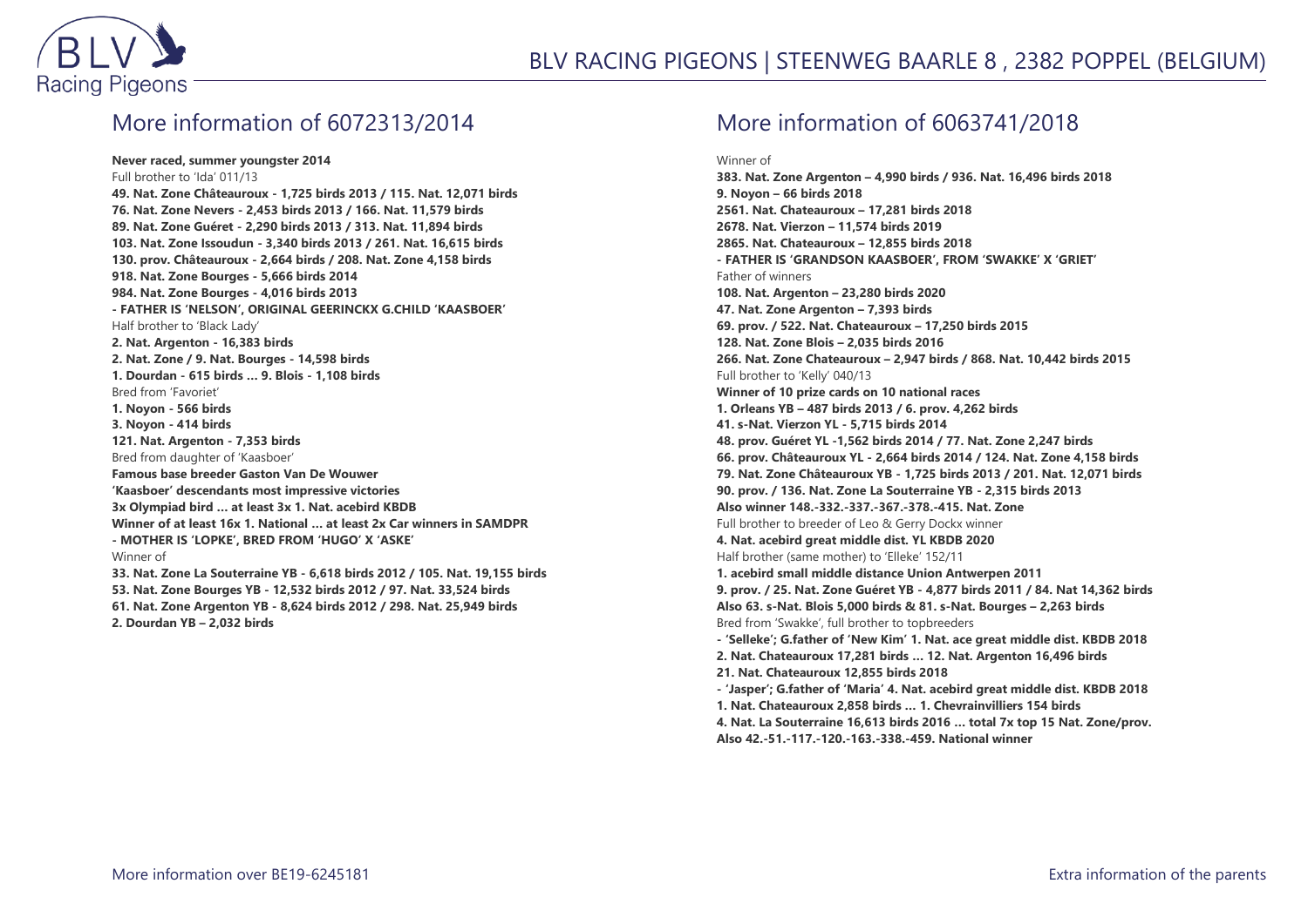## More information of 6072313/2014

**Never raced, summer youngster 2014**
Full brother to 'Ida' 011/13
**49. Nat. Zone Châteauroux - 1,725 birds 2013 / 115. Nat. 12,071 birds**
**76. Nat. Zone Nevers - 2,453 birds 2013 / 166. Nat. 11,579 birds**
**89. Nat. Zone Guéret - 2,290 birds 2013 / 313. Nat. 11,894 birds**
**103. Nat. Zone Issoudun - 3,340 birds 2013 / 261. Nat. 16,615 birds**
**130. prov. Châteauroux - 2,664 birds / 208. Nat. Zone 4,158 birds**
**918. Nat. Zone Bourges - 5,666 birds 2014**
**984. Nat. Zone Bourges - 4,016 birds 2013**
**- FATHER IS 'NELSON', ORIGINAL GEERINCKX G.CHILD 'KAASBOER'**
Half brother to 'Black Lady'
**2. Nat. Argenton - 16,383 birds**
**2. Nat. Zone / 9. Nat. Bourges - 14,598 birds**
**1. Dourdan - 615 birds … 9. Blois - 1,108 birds**
Bred from 'Favoriet'
**1. Noyon - 566 birds**
**3. Noyon - 414 birds**
**121. Nat. Argenton - 7,353 birds**
Bred from daughter of 'Kaasboer'
**Famous base breeder Gaston Van De Wouwer**
**'Kaasboer' descendants most impressive victories**
**3x Olympiad bird … at least 3x 1. Nat. acebird KBDB**
**Winner of at least 16x 1. National … at least 2x Car winners in SAMDPR**
**- MOTHER IS 'LOPKE', BRED FROM 'HUGO' X 'ASKE'**
Winner of
**33. Nat. Zone La Souterraine YB - 6,618 birds 2012 / 105. Nat. 19,155 birds**
**53. Nat. Zone Bourges YB - 12,532 birds 2012 / 97. Nat. 33,524 birds**
**61. Nat. Zone Argenton YB - 8,624 birds 2012 / 298. Nat. 25,949 birds**
**2. Dourdan YB – 2,032 birds**

## More information of 6063741/2018

Winner of
**383. Nat. Zone Argenton – 4,990 birds / 936. Nat. 16,496 birds 2018**
**9. Noyon – 66 birds 2018**
**2561. Nat. Chateauroux – 17,281 birds 2018**
**2678. Nat. Vierzon – 11,574 birds 2019**
**2865. Nat. Chateauroux – 12,855 birds 2018**
**- FATHER IS 'GRANDSON KAASBOER', FROM 'SWAKKE' X 'GRIET'**
Father of winners
**108. Nat. Argenton – 23,280 birds 2020**
**47. Nat. Zone Argenton – 7,393 birds**
**69. prov. / 522. Nat. Chateauroux – 17,250 birds 2015**
**128. Nat. Zone Blois – 2,035 birds 2016**
**266. Nat. Zone Chateauroux – 2,947 birds / 868. Nat. 10,442 birds 2015**
Full brother to 'Kelly' 040/13
**Winner of 10 prize cards on 10 national races**
**1. Orleans YB – 487 birds 2013 / 6. prov. 4,262 birds**
**41. s-Nat. Vierzon YL - 5,715 birds 2014**
**48. prov. Guéret YL -1,562 birds 2014 / 77. Nat. Zone 2,247 birds**
**66. prov. Châteauroux YL - 2,664 birds 2014 / 124. Nat. Zone 4,158 birds**
**79. Nat. Zone Châteauroux YB - 1,725 birds 2013 / 201. Nat. 12,071 birds**
**90. prov. / 136. Nat. Zone La Souterraine YB - 2,315 birds 2013**
**Also winner 148.-332.-337.-367.-378.-415. Nat. Zone**
Full brother to breeder of Leo & Gerry Dockx winner
**4. Nat. acebird great middle dist. YL KBDB 2020**
Half brother (same mother) to 'Elleke' 152/11
**1. acebird small middle distance Union Antwerpen 2011**
**9. prov. / 25. Nat. Zone Guéret YB - 4,877 birds 2011 / 84. Nat 14,362 birds**
**Also 63. s-Nat. Blois 5,000 birds & 81. s-Nat. Bourges – 2,263 birds**
Bred from 'Swakke', full brother to topbreeders
**- 'Selleke'; G.father of 'New Kim' 1. Nat. ace great middle dist. KBDB 2018**
**2. Nat. Chateauroux 17,281 birds … 12. Nat. Argenton 16,496 birds**
**21. Nat. Chateauroux 12,855 birds 2018**
**- 'Jasper'; G.father of 'Maria' 4. Nat. acebird great middle dist. KBDB 2018**
**1. Nat. Chateauroux 2,858 birds … 1. Chevrainvilliers 154 birds**
**4. Nat. La Souterraine 16,613 birds 2016 … total 7x top 15 Nat. Zone/prov.**
**Also 42.-51.-117.-120.-163.-338.-459. National winner**

More information over BE19-6245181

Extra information of the parents